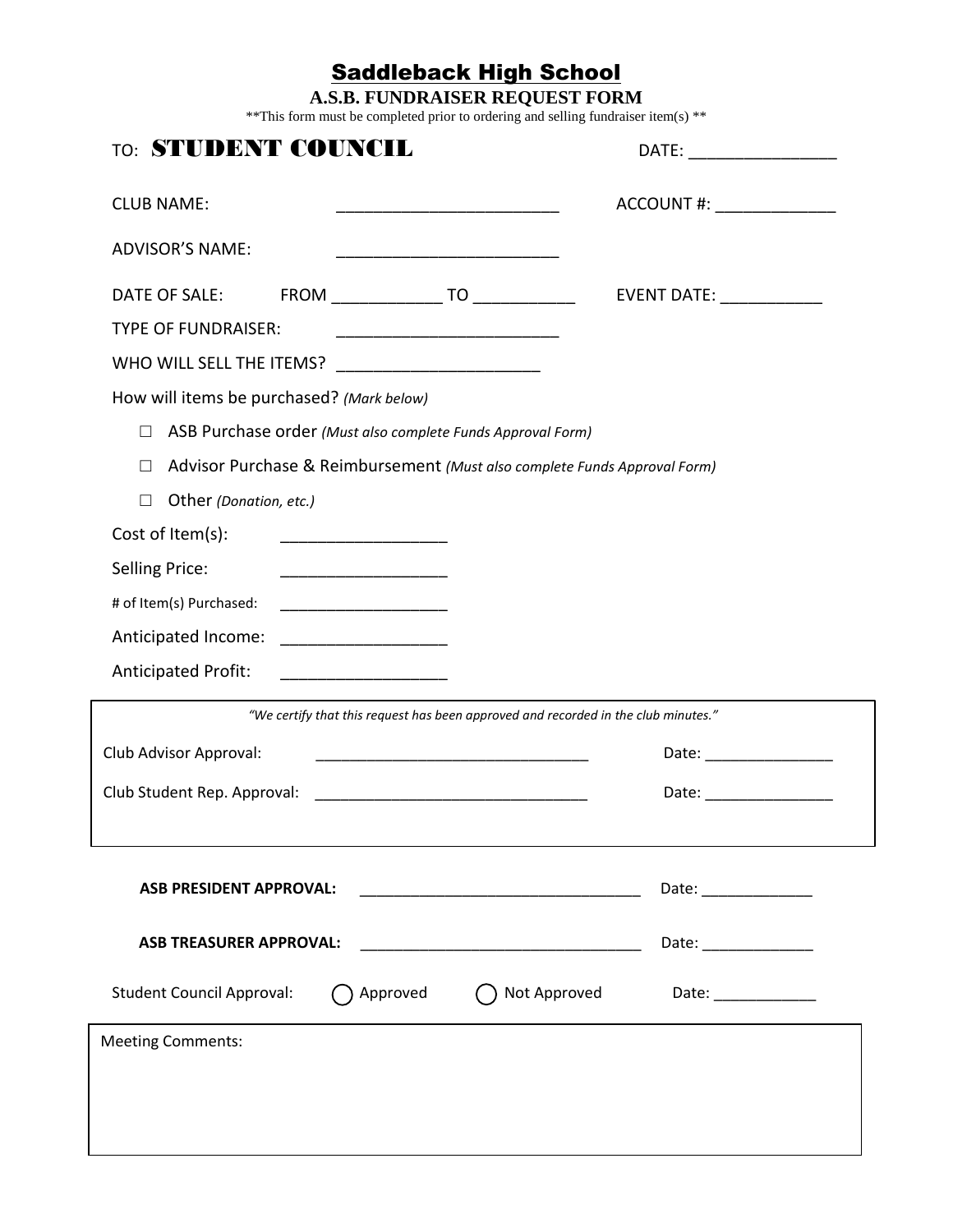# Saddleback High School

## A.S.B. FUNDRAISER REQUEST FORM

**This form must be completed prior to ordering and selling fundraiser item(s) **

TO: **STUDENT COUNCIL** DATE: ________________

CLUB NAME: ________________________ ACCOUNT #: _____________

ADVISOR'S NAME: ________________________

DATE OF SALE: FROM ____________ TO ___________ EVENT DATE: ___________

TYPE OF FUNDRAISER: ________________________

WHO WILL SELL THE ITEMS? ______________________

How will items be purchased? *(Mark below)*

- ☐ ASB Purchase order *(Must also complete Funds Approval Form)*
- ☐ Advisor Purchase & Reimbursement *(Must also complete Funds Approval Form)*
- ☐ Other *(Donation, etc.)*

Cost of Item(s): __________________

Selling Price: __________________

\# of Item(s) Purchased: __________________

Anticipated Income: __________________

Anticipated Profit: __________________

*"We certify that this request has been approved and recorded in the club minutes."*

Club Advisor Approval: ________________________________ Date: _______________

Club Student Rep. Approval: ________________________________ Date: _______________

**ASB PRESIDENT APPROVAL:** ________________________________ Date: _____________

**ASB TREASURER APPROVAL:** ________________________________ Date: _____________

Student Council Approval: ◯ Approved ◯ Not Approved Date: ____________

Meeting Comments: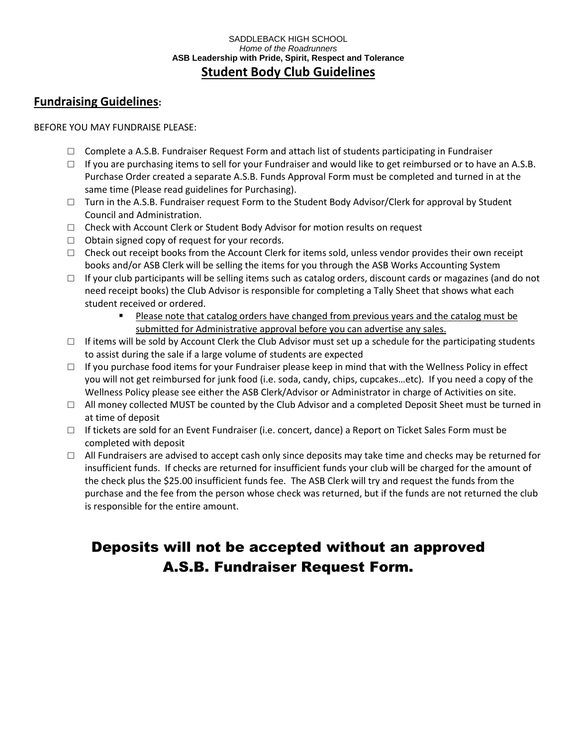SADDLEBACK HIGH SCHOOL

*Home of the Roadrunners*

**ASB Leadership with Pride, Spirit, Respect and Tolerance**

# Student Body Club Guidelines

## Fundraising Guidelines:

BEFORE YOU MAY FUNDRAISE PLEASE:

- ☐ Complete a A.S.B. Fundraiser Request Form and attach list of students participating in Fundraiser
- ☐ If you are purchasing items to sell for your Fundraiser and would like to get reimbursed or to have an A.S.B. Purchase Order created a separate A.S.B. Funds Approval Form must be completed and turned in at the same time (Please read guidelines for Purchasing).
- ☐ Turn in the A.S.B. Fundraiser request Form to the Student Body Advisor/Clerk for approval by Student Council and Administration.
- ☐ Check with Account Clerk or Student Body Advisor for motion results on request
- ☐ Obtain signed copy of request for your records.
- ☐ Check out receipt books from the Account Clerk for items sold, unless vendor provides their own receipt books and/or ASB Clerk will be selling the items for you through the ASB Works Accounting System
- ☐ If your club participants will be selling items such as catalog orders, discount cards or magazines (and do not need receipt books) the Club Advisor is responsible for completing a Tally Sheet that shows what each student received or ordered.
  - <u>Please note that catalog orders have changed from previous years and the catalog must be submitted for Administrative approval before you can advertise any sales.</u>
- ☐ If items will be sold by Account Clerk the Club Advisor must set up a schedule for the participating students to assist during the sale if a large volume of students are expected
- ☐ If you purchase food items for your Fundraiser please keep in mind that with the Wellness Policy in effect you will not get reimbursed for junk food (i.e. soda, candy, chips, cupcakes…etc). If you need a copy of the Wellness Policy please see either the ASB Clerk/Advisor or Administrator in charge of Activities on site.
- ☐ All money collected MUST be counted by the Club Advisor and a completed Deposit Sheet must be turned in at time of deposit
- ☐ If tickets are sold for an Event Fundraiser (i.e. concert, dance) a Report on Ticket Sales Form must be completed with deposit
- ☐ All Fundraisers are advised to accept cash only since deposits may take time and checks may be returned for insufficient funds. If checks are returned for insufficient funds your club will be charged for the amount of the check plus the $25.00 insufficient funds fee. The ASB Clerk will try and request the funds from the purchase and the fee from the person whose check was returned, but if the funds are not returned the club is responsible for the entire amount.

**Deposits will not be accepted without an approved A.S.B. Fundraiser Request Form.**